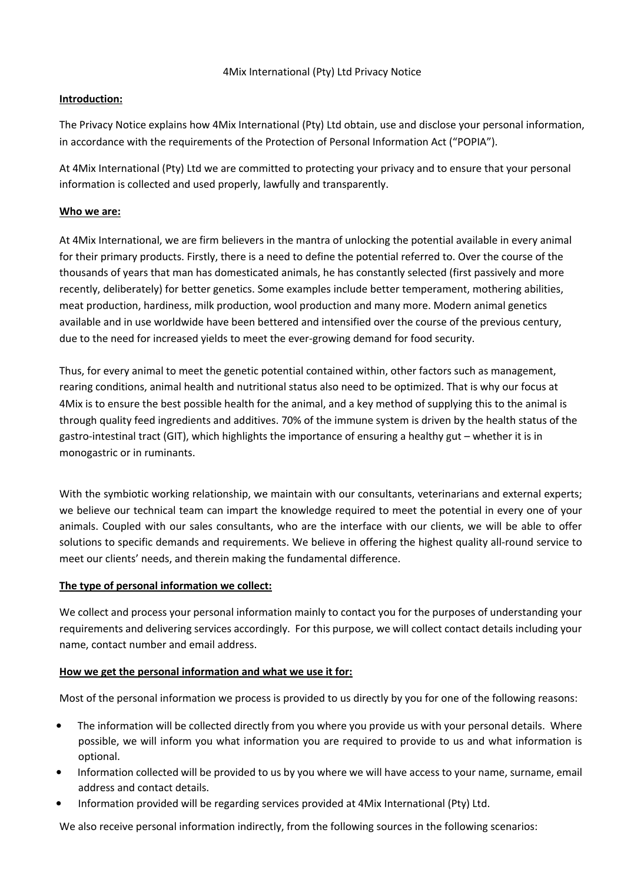# 4Mix International (Pty) Ltd Privacy Notice

**Introduction:**

The Privacy Notice explains how 4Mix International (Pty) Ltd obtain, use and disclose your personal information, in accordance with the requirements of the Protection of Personal Information Act ("POPIA").

At 4Mix International (Pty) Ltd we are committed to protecting your privacy and to ensure that your personal information is collected and used properly, lawfully and transparently.

**Who we are:**

At 4Mix International, we are firm believers in the mantra of unlocking the potential available in every animal for their primary products. Firstly, there is a need to define the potential referred to. Over the course of the thousands of years that man has domesticated animals, he has constantly selected (first passively and more recently, deliberately) for better genetics. Some examples include better temperament, mothering abilities, meat production, hardiness, milk production, wool production and many more. Modern animal genetics available and in use worldwide have been bettered and intensified over the course of the previous century, due to the need for increased yields to meet the ever-growing demand for food security.

Thus, for every animal to meet the genetic potential contained within, other factors such as management, rearing conditions, animal health and nutritional status also need to be optimized. That is why our focus at 4Mix is to ensure the best possible health for the animal, and a key method of supplying this to the animal is through quality feed ingredients and additives. 70% of the immune system is driven by the health status of the gastro-intestinal tract (GIT), which highlights the importance of ensuring a healthy gut – whether it is in monogastric or in ruminants.

With the symbiotic working relationship, we maintain with our consultants, veterinarians and external experts; we believe our technical team can impart the knowledge required to meet the potential in every one of your animals. Coupled with our sales consultants, who are the interface with our clients, we will be able to offer solutions to specific demands and requirements. We believe in offering the highest quality all-round service to meet our clients' needs, and therein making the fundamental difference.

**The type of personal information we collect:**

We collect and process your personal information mainly to contact you for the purposes of understanding your requirements and delivering services accordingly. For this purpose, we will collect contact details including your name, contact number and email address.

**How we get the personal information and what we use it for:**

Most of the personal information we process is provided to us directly by you for one of the following reasons:

- The information will be collected directly from you where you provide us with your personal details. Where possible, we will inform you what information you are required to provide to us and what information is optional.
- Information collected will be provided to us by you where we will have access to your name, surname, email address and contact details.
- Information provided will be regarding services provided at 4Mix International (Pty) Ltd.

We also receive personal information indirectly, from the following sources in the following scenarios: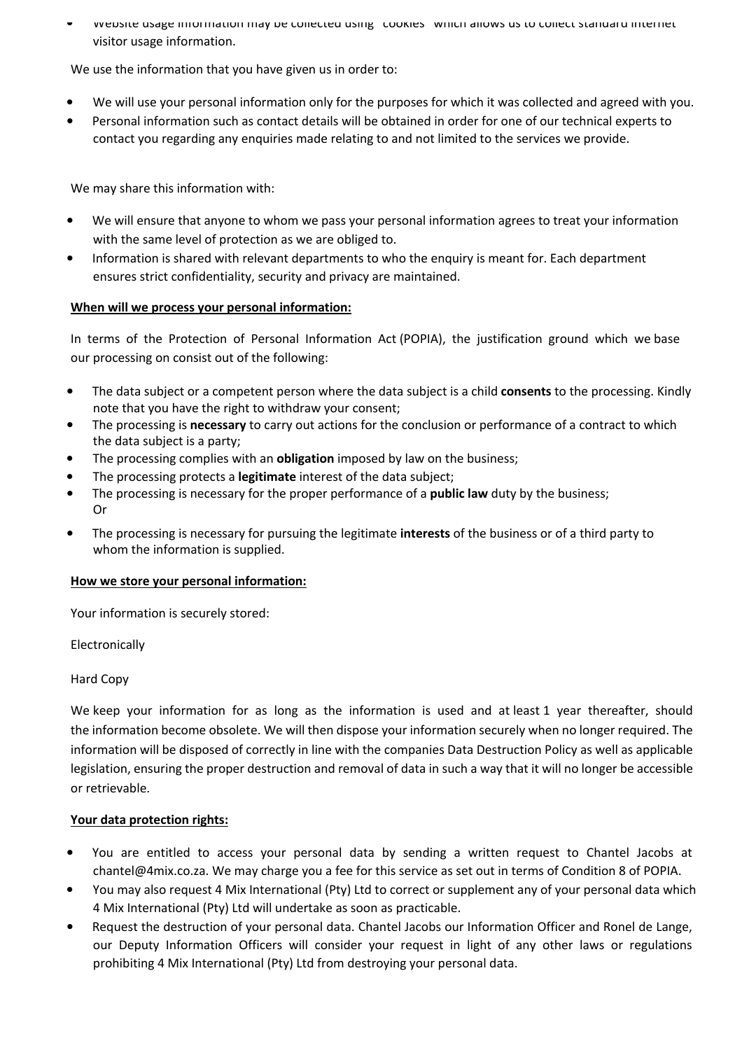- Website usage information may be collected using "cookies" which allows us to collect standard internet visitor usage information.

We use the information that you have given us in order to:

- We will use your personal information only for the purposes for which it was collected and agreed with you.
- Personal information such as contact details will be obtained in order for one of our technical experts to contact you regarding any enquiries made relating to and not limited to the services we provide.

We may share this information with:

- We will ensure that anyone to whom we pass your personal information agrees to treat your information with the same level of protection as we are obliged to.
- Information is shared with relevant departments to who the enquiry is meant for. Each department ensures strict confidentiality, security and privacy are maintained.

**When will we process your personal information:**

In terms of the Protection of Personal Information Act (POPIA), the justification ground which we base our processing on consist out of the following:

- The data subject or a competent person where the data subject is a child **consents** to the processing. Kindly note that you have the right to withdraw your consent;
- The processing is **necessary** to carry out actions for the conclusion or performance of a contract to which the data subject is a party;
- The processing complies with an **obligation** imposed by law on the business;
- The processing protects a **legitimate** interest of the data subject;
- The processing is necessary for the proper performance of a **public law** duty by the business;  
  Or
- The processing is necessary for pursuing the legitimate **interests** of the business or of a third party to whom the information is supplied.

**How we store your personal information:**

Your information is securely stored:

Electronically

Hard Copy

We keep your information for as long as the information is used and at least 1 year thereafter, should the information become obsolete. We will then dispose your information securely when no longer required. The information will be disposed of correctly in line with the companies Data Destruction Policy as well as applicable legislation, ensuring the proper destruction and removal of data in such a way that it will no longer be accessible or retrievable.

**Your data protection rights:**

- You are entitled to access your personal data by sending a written request to Chantel Jacobs at chantel@4mix.co.za. We may charge you a fee for this service as set out in terms of Condition 8 of POPIA.
- You may also request 4 Mix International (Pty) Ltd to correct or supplement any of your personal data which 4 Mix International (Pty) Ltd will undertake as soon as practicable.
- Request the destruction of your personal data. Chantel Jacobs our Information Officer and Ronel de Lange, our Deputy Information Officers will consider your request in light of any other laws or regulations prohibiting 4 Mix International (Pty) Ltd from destroying your personal data.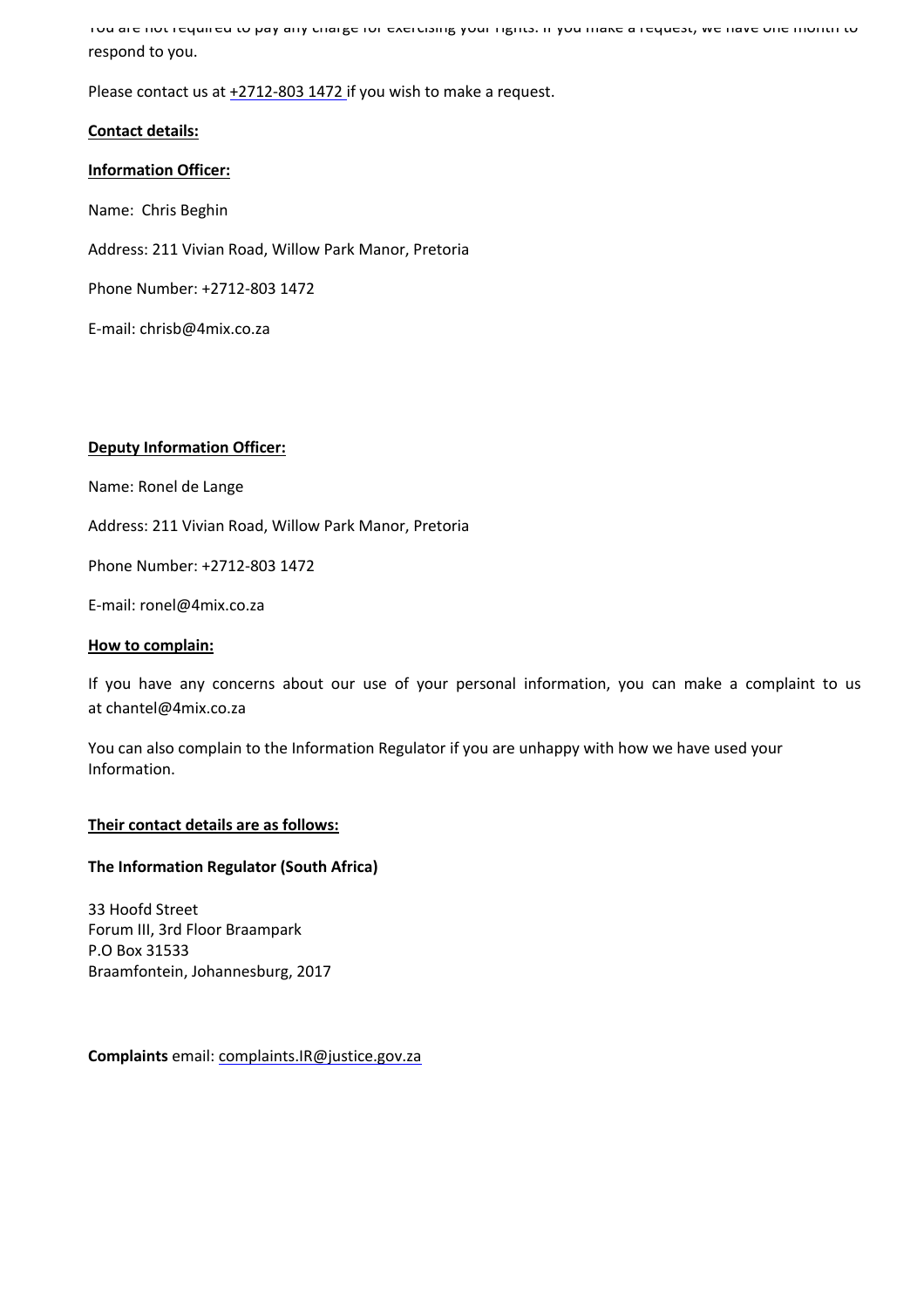You are not required to pay any charge for exercising your rights. If you make a request, we have one month to respond to you.

Please contact us at +2712-803 1472 if you wish to make a request.

**Contact details:**

**Information Officer:**

Name: Chris Beghin

Address: 211 Vivian Road, Willow Park Manor, Pretoria

Phone Number: +2712-803 1472

E-mail: chrisb@4mix.co.za

**Deputy Information Officer:**

Name: Ronel de Lange

Address: 211 Vivian Road, Willow Park Manor, Pretoria

Phone Number: +2712-803 1472

E-mail: ronel@4mix.co.za

**How to complain:**

If you have any concerns about our use of your personal information, you can make a complaint to us at chantel@4mix.co.za

You can also complain to the Information Regulator if you are unhappy with how we have used your Information.

**Their contact details are as follows:**

**The Information Regulator (South Africa)**

33 Hoofd Street
Forum III, 3rd Floor Braampark
P.O Box 31533
Braamfontein, Johannesburg, 2017

**Complaints** email: complaints.IR@justice.gov.za